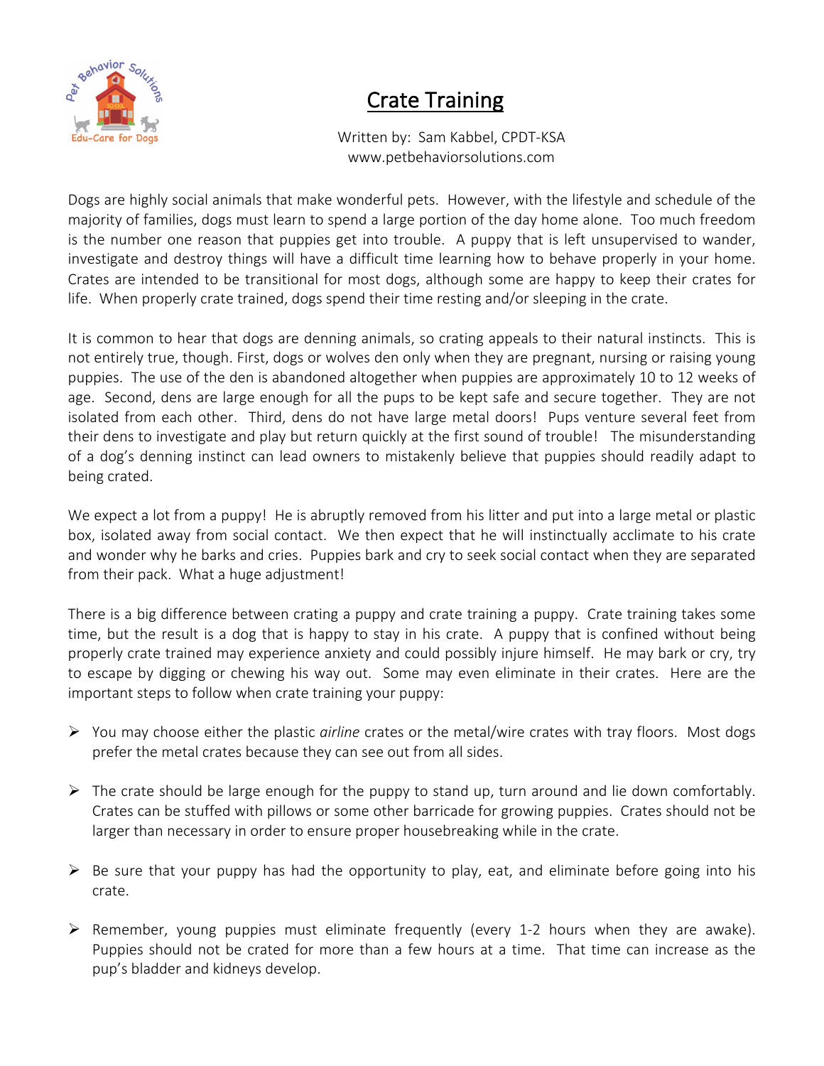# Crate Training

Written by: Sam Kabbel, CPDT-KSA
www.petbehaviorsolutions.com

Dogs are highly social animals that make wonderful pets. However, with the lifestyle and schedule of the majority of families, dogs must learn to spend a large portion of the day home alone. Too much freedom is the number one reason that puppies get into trouble. A puppy that is left unsupervised to wander, investigate and destroy things will have a difficult time learning how to behave properly in your home. Crates are intended to be transitional for most dogs, although some are happy to keep their crates for life. When properly crate trained, dogs spend their time resting and/or sleeping in the crate.

It is common to hear that dogs are denning animals, so crating appeals to their natural instincts. This is not entirely true, though. First, dogs or wolves den only when they are pregnant, nursing or raising young puppies. The use of the den is abandoned altogether when puppies are approximately 10 to 12 weeks of age. Second, dens are large enough for all the pups to be kept safe and secure together. They are not isolated from each other. Third, dens do not have large metal doors! Pups venture several feet from their dens to investigate and play but return quickly at the first sound of trouble! The misunderstanding of a dog's denning instinct can lead owners to mistakenly believe that puppies should readily adapt to being crated.

We expect a lot from a puppy! He is abruptly removed from his litter and put into a large metal or plastic box, isolated away from social contact. We then expect that he will instinctually acclimate to his crate and wonder why he barks and cries. Puppies bark and cry to seek social contact when they are separated from their pack. What a huge adjustment!

There is a big difference between crating a puppy and crate training a puppy. Crate training takes some time, but the result is a dog that is happy to stay in his crate. A puppy that is confined without being properly crate trained may experience anxiety and could possibly injure himself. He may bark or cry, try to escape by digging or chewing his way out. Some may even eliminate in their crates. Here are the important steps to follow when crate training your puppy:

- You may choose either the plastic *airline* crates or the metal/wire crates with tray floors. Most dogs prefer the metal crates because they can see out from all sides.
- The crate should be large enough for the puppy to stand up, turn around and lie down comfortably. Crates can be stuffed with pillows or some other barricade for growing puppies. Crates should not be larger than necessary in order to ensure proper housebreaking while in the crate.
- Be sure that your puppy has had the opportunity to play, eat, and eliminate before going into his crate.
- Remember, young puppies must eliminate frequently (every 1-2 hours when they are awake). Puppies should not be crated for more than a few hours at a time. That time can increase as the pup's bladder and kidneys develop.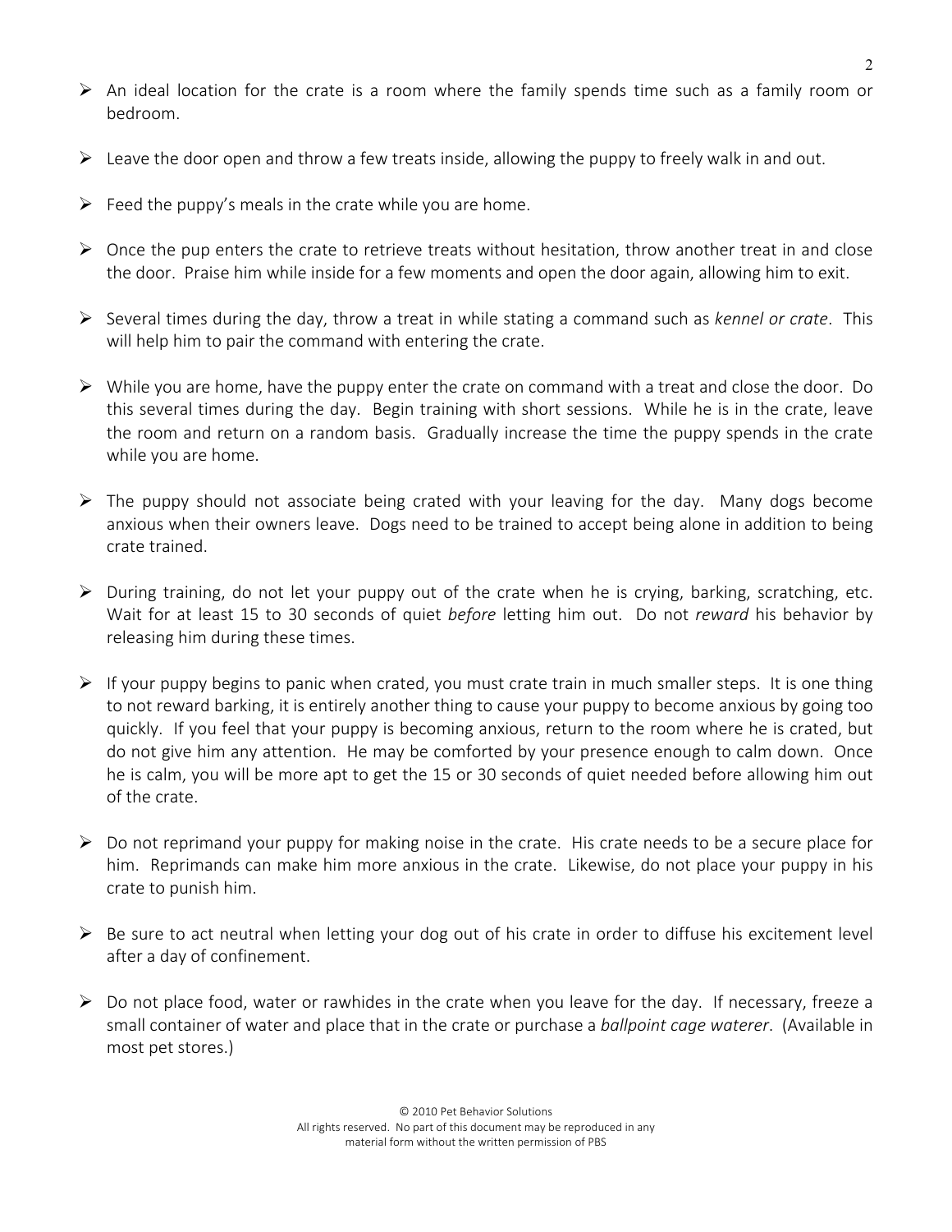- An ideal location for the crate is a room where the family spends time such as a family room or bedroom.

- Leave the door open and throw a few treats inside, allowing the puppy to freely walk in and out.

- Feed the puppy's meals in the crate while you are home.

- Once the pup enters the crate to retrieve treats without hesitation, throw another treat in and close the door. Praise him while inside for a few moments and open the door again, allowing him to exit.

- Several times during the day, throw a treat in while stating a command such as *kennel or crate*. This will help him to pair the command with entering the crate.

- While you are home, have the puppy enter the crate on command with a treat and close the door. Do this several times during the day. Begin training with short sessions. While he is in the crate, leave the room and return on a random basis. Gradually increase the time the puppy spends in the crate while you are home.

- The puppy should not associate being crated with your leaving for the day. Many dogs become anxious when their owners leave. Dogs need to be trained to accept being alone in addition to being crate trained.

- During training, do not let your puppy out of the crate when he is crying, barking, scratching, etc. Wait for at least 15 to 30 seconds of quiet *before* letting him out. Do not *reward* his behavior by releasing him during these times.

- If your puppy begins to panic when crated, you must crate train in much smaller steps. It is one thing to not reward barking, it is entirely another thing to cause your puppy to become anxious by going too quickly. If you feel that your puppy is becoming anxious, return to the room where he is crated, but do not give him any attention. He may be comforted by your presence enough to calm down. Once he is calm, you will be more apt to get the 15 or 30 seconds of quiet needed before allowing him out of the crate.

- Do not reprimand your puppy for making noise in the crate. His crate needs to be a secure place for him. Reprimands can make him more anxious in the crate. Likewise, do not place your puppy in his crate to punish him.

- Be sure to act neutral when letting your dog out of his crate in order to diffuse his excitement level after a day of confinement.

- Do not place food, water or rawhides in the crate when you leave for the day. If necessary, freeze a small container of water and place that in the crate or purchase a *ballpoint cage waterer*. (Available in most pet stores.)

© 2010 Pet Behavior Solutions
All rights reserved. No part of this document may be reproduced in any material form without the written permission of PBS